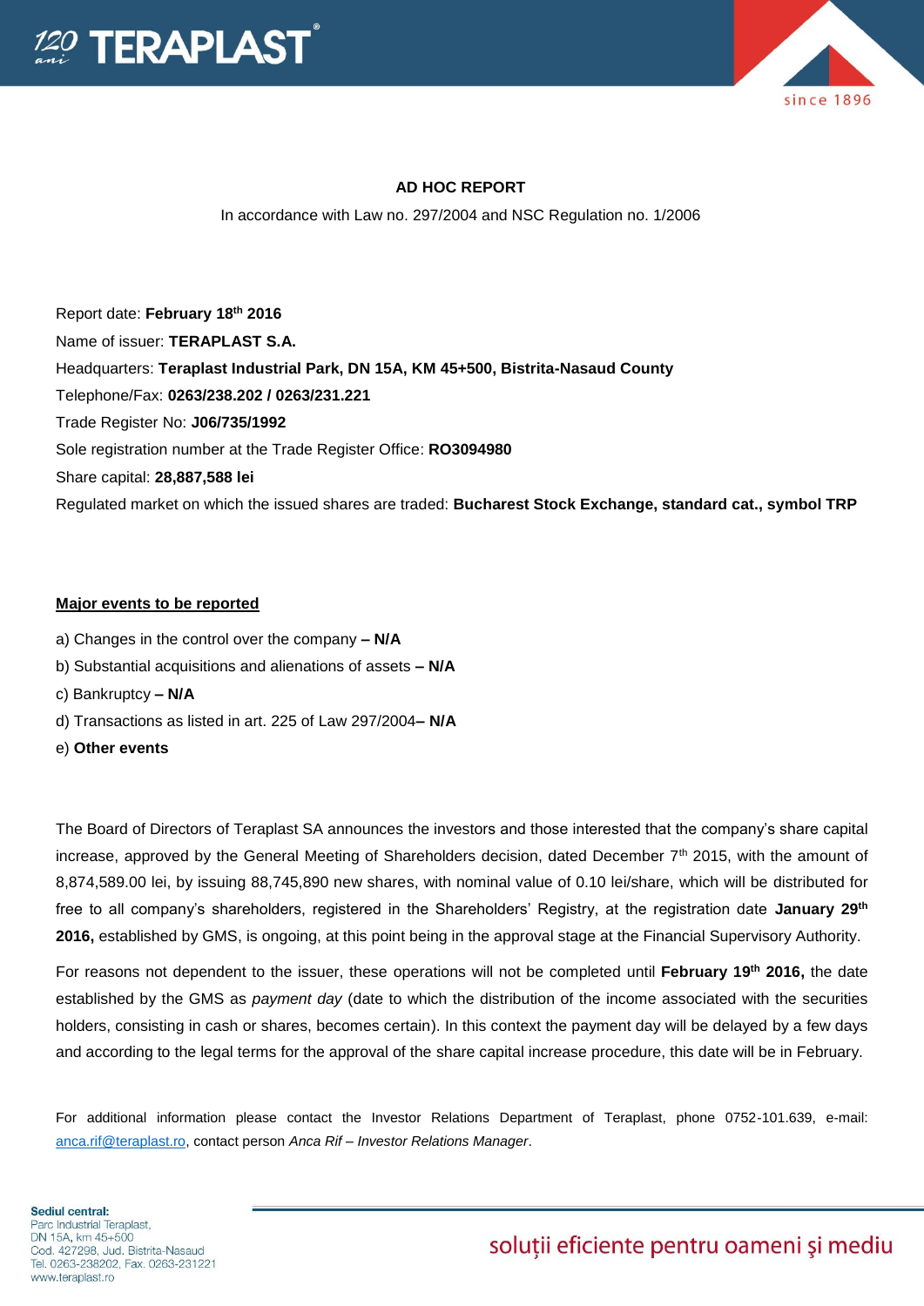## AD HOC REPORT

In accordance with Law no. 297/2004 and NSC Regulation no. 1/2006

Report date: **February 18th 2016**

Name of issuer: **TERAPLAST S.A.**

Headquarters: **Teraplast Industrial Park, DN 15A, KM 45+500, Bistrita-Nasaud County**

Telephone/Fax: **0263/238.202 / 0263/231.221**

Trade Register No: **J06/735/1992**

Sole registration number at the Trade Register Office: **RO3094980**

Share capital: **28,887,588 lei**

Regulated market on which the issued shares are traded: **Bucharest Stock Exchange, standard cat., symbol TRP**

**<u>Major events to be reported</u>**

a) Changes in the control over the company **– N/A**

b) Substantial acquisitions and alienations of assets **– N/A**

c) Bankruptcy **– N/A**

d) Transactions as listed in art. 225 of Law 297/2004**– N/A**

e) **Other events**

The Board of Directors of Teraplast SA announces the investors and those interested that the company's share capital increase, approved by the General Meeting of Shareholders decision, dated December 7th 2015, with the amount of 8,874,589.00 lei, by issuing 88,745,890 new shares, with nominal value of 0.10 lei/share, which will be distributed for free to all company's shareholders, registered in the Shareholders' Registry, at the registration date **January 29th 2016,** established by GMS, is ongoing, at this point being in the approval stage at the Financial Supervisory Authority.

For reasons not dependent to the issuer, these operations will not be completed until **February 19th 2016,** the date established by the GMS as *payment day* (date to which the distribution of the income associated with the securities holders, consisting in cash or shares, becomes certain). In this context the payment day will be delayed by a few days and according to the legal terms for the approval of the share capital increase procedure, this date will be in February.

For additional information please contact the Investor Relations Department of Teraplast, phone 0752-101.639, e-mail: anca.rif@teraplast.ro, contact person *Anca Rif – Investor Relations Manager*.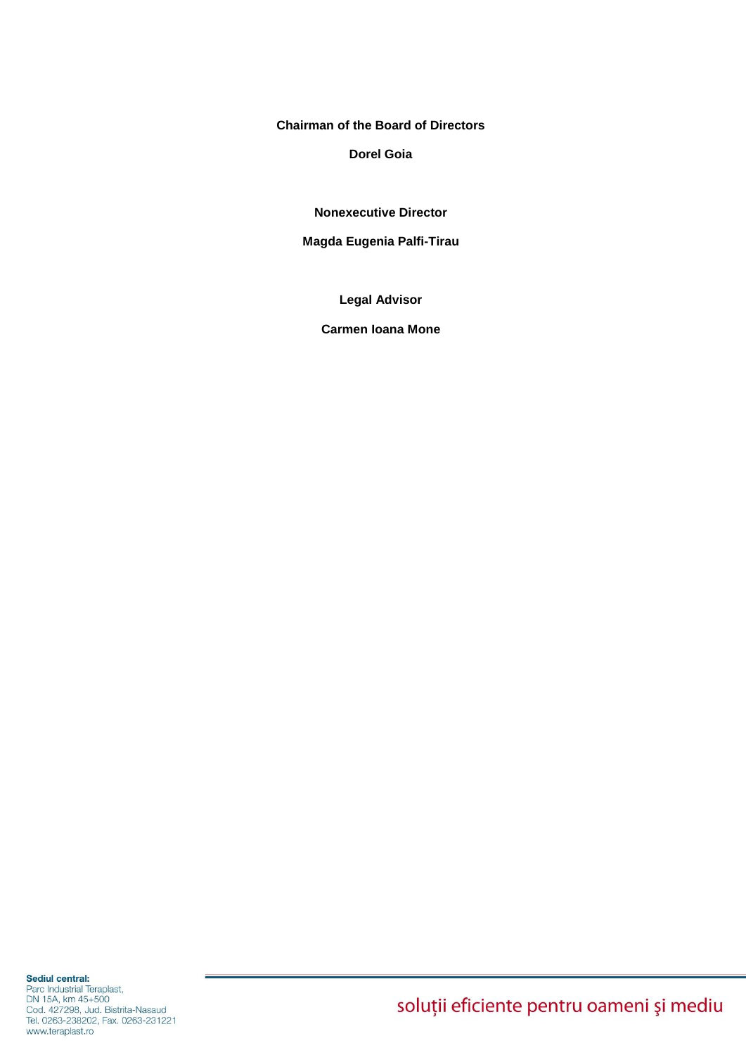**Chairman of the Board of Directors**

**Dorel Goia**

**Nonexecutive Director**

**Magda Eugenia Palfi-Tirau**

**Legal Advisor**

**Carmen Ioana Mone**